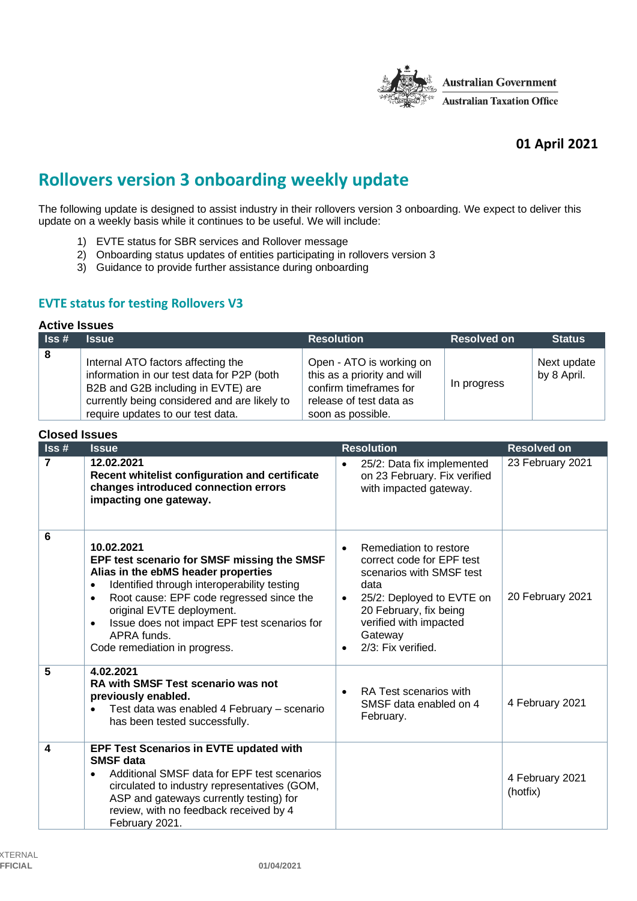Australian Government
Australian Taxation Office

**01 April 2021**

# Rollovers version 3 onboarding weekly update

The following update is designed to assist industry in their rollovers version 3 onboarding. We expect to deliver this update on a weekly basis while it continues to be useful. We will include:

1) EVTE status for SBR services and Rollover message
2) Onboarding status updates of entities participating in rollovers version 3
3) Guidance to provide further assistance during onboarding

## EVTE status for testing Rollovers V3

### Active Issues

| Iss # | Issue | Resolution | Resolved on | Status |
|---|---|---|---|---|
| 8 | Internal ATO factors affecting the information in our test data for P2P (both B2B and G2B including in EVTE) are currently being considered and are likely to require updates to our test data. | Open - ATO is working on this as a priority and will confirm timeframes for release of test data as soon as possible. | In progress | Next update by 8 April. |

### Closed Issues

| Iss # | Issue | Resolution | Resolved on |
|---|---|---|---|
| 7 | **12.02.2021**<br>**Recent whitelist configuration and certificate changes introduced connection errors impacting one gateway.** | • 25/2: Data fix implemented on 23 February. Fix verified with impacted gateway. | 23 February 2021 |
| 6 | **10.02.2021**<br>**EPF test scenario for SMSF missing the SMSF Alias in the ebMS header properties**<br>• Identified through interoperability testing<br>• Root cause: EPF code regressed since the original EVTE deployment.<br>• Issue does not impact EPF test scenarios for APRA funds.<br>Code remediation in progress. | • Remediation to restore correct code for EPF test scenarios with SMSF test data<br>• 25/2: Deployed to EVTE on 20 February, fix being verified with impacted Gateway<br>• 2/3: Fix verified. | 20 February 2021 |
| 5 | **4.02.2021**<br>**RA with SMSF Test scenario was not previously enabled.**<br>• Test data was enabled 4 February – scenario has been tested successfully. | • RA Test scenarios with SMSF data enabled on 4 February. | 4 February 2021 |
| 4 | **EPF Test Scenarios in EVTE updated with SMSF data**<br>• Additional SMSF data for EPF test scenarios circulated to industry representatives (GOM, ASP and gateways currently testing) for review, with no feedback received by 4 February 2021. | | 4 February 2021 (hotfix) |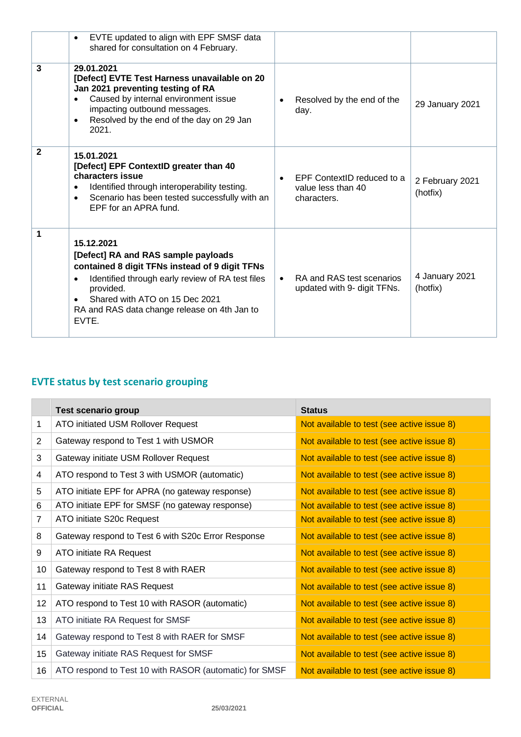| | | | |
|---|---|---|---|
| | • EVTE updated to align with EPF SMSF data shared for consultation on 4 February. | | |
| 3 | **29.01.2021**<br>**[Defect] EVTE Test Harness unavailable on 20 Jan 2021 preventing testing of RA**<br>• Caused by internal environment issue impacting outbound messages.<br>• Resolved by the end of the day on 29 Jan 2021. | • Resolved by the end of the day. | 29 January 2021 |
| 2 | **15.01.2021**<br>**[Defect] EPF ContextID greater than 40 characters issue**<br>• Identified through interoperability testing.<br>• Scenario has been tested successfully with an EPF for an APRA fund. | • EPF ContextID reduced to a value less than 40 characters. | 2 February 2021 (hotfix) |
| 1 | **15.12.2021**<br>**[Defect] RA and RAS sample payloads contained 8 digit TFNs instead of 9 digit TFNs**<br>• Identified through early review of RA test files provided.<br>• Shared with ATO on 15 Dec 2021<br>RA and RAS data change release on 4th Jan to EVTE. | • RA and RAS test scenarios updated with 9- digit TFNs. | 4 January 2021 (hotfix) |

## EVTE status by test scenario grouping

| | Test scenario group | Status |
|---|---|---|
| 1 | ATO initiated USM Rollover Request | Not available to test (see active issue 8) |
| 2 | Gateway respond to Test 1 with USMOR | Not available to test (see active issue 8) |
| 3 | Gateway initiate USM Rollover Request | Not available to test (see active issue 8) |
| 4 | ATO respond to Test 3 with USMOR (automatic) | Not available to test (see active issue 8) |
| 5 | ATO initiate EPF for APRA (no gateway response) | Not available to test (see active issue 8) |
| 6 | ATO initiate EPF for SMSF (no gateway response) | Not available to test (see active issue 8) |
| 7 | ATO initiate S20c Request | Not available to test (see active issue 8) |
| 8 | Gateway respond to Test 6 with S20c Error Response | Not available to test (see active issue 8) |
| 9 | ATO initiate RA Request | Not available to test (see active issue 8) |
| 10 | Gateway respond to Test 8 with RAER | Not available to test (see active issue 8) |
| 11 | Gateway initiate RAS Request | Not available to test (see active issue 8) |
| 12 | ATO respond to Test 10 with RASOR (automatic) | Not available to test (see active issue 8) |
| 13 | ATO initiate RA Request for SMSF | Not available to test (see active issue 8) |
| 14 | Gateway respond to Test 8 with RAER for SMSF | Not available to test (see active issue 8) |
| 15 | Gateway initiate RAS Request for SMSF | Not available to test (see active issue 8) |
| 16 | ATO respond to Test 10 with RASOR (automatic) for SMSF | Not available to test (see active issue 8) |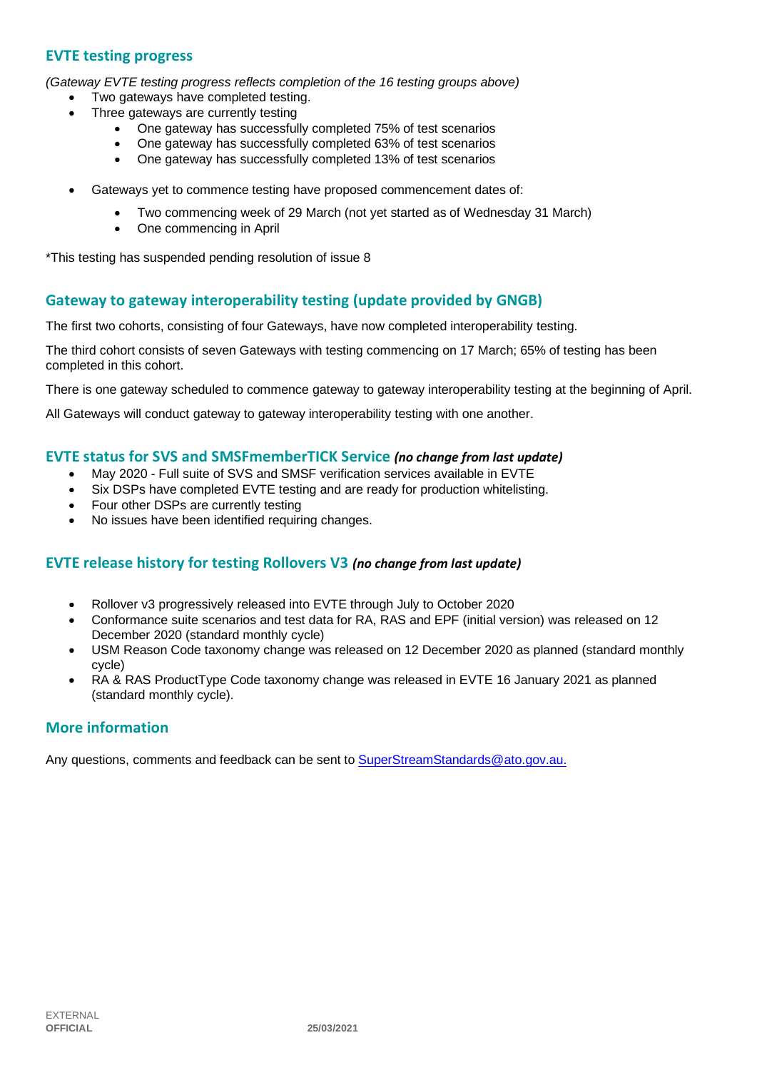## EVTE testing progress

*(Gateway EVTE testing progress reflects completion of the 16 testing groups above)*

- Two gateways have completed testing.
- Three gateways are currently testing
    - One gateway has successfully completed 75% of test scenarios
    - One gateway has successfully completed 63% of test scenarios
    - One gateway has successfully completed 13% of test scenarios
- Gateways yet to commence testing have proposed commencement dates of:
    - Two commencing week of 29 March (not yet started as of Wednesday 31 March)
    - One commencing in April

*This testing has suspended pending resolution of issue 8

## Gateway to gateway interoperability testing (update provided by GNGB)

The first two cohorts, consisting of four Gateways, have now completed interoperability testing.

The third cohort consists of seven Gateways with testing commencing on 17 March; 65% of testing has been completed in this cohort.

There is one gateway scheduled to commence gateway to gateway interoperability testing at the beginning of April.

All Gateways will conduct gateway to gateway interoperability testing with one another.

## EVTE status for SVS and SMSFmemberTICK Service *(no change from last update)*

- May 2020 - Full suite of SVS and SMSF verification services available in EVTE
- Six DSPs have completed EVTE testing and are ready for production whitelisting.
- Four other DSPs are currently testing
- No issues have been identified requiring changes.

## EVTE release history for testing Rollovers V3 *(no change from last update)*

- Rollover v3 progressively released into EVTE through July to October 2020
- Conformance suite scenarios and test data for RA, RAS and EPF (initial version) was released on 12 December 2020 (standard monthly cycle)
- USM Reason Code taxonomy change was released on 12 December 2020 as planned (standard monthly cycle)
- RA & RAS ProductType Code taxonomy change was released in EVTE 16 January 2021 as planned (standard monthly cycle).

## More information

Any questions, comments and feedback can be sent to [SuperStreamStandards@ato.gov.au.](mailto:SuperStreamStandards@ato.gov.au)